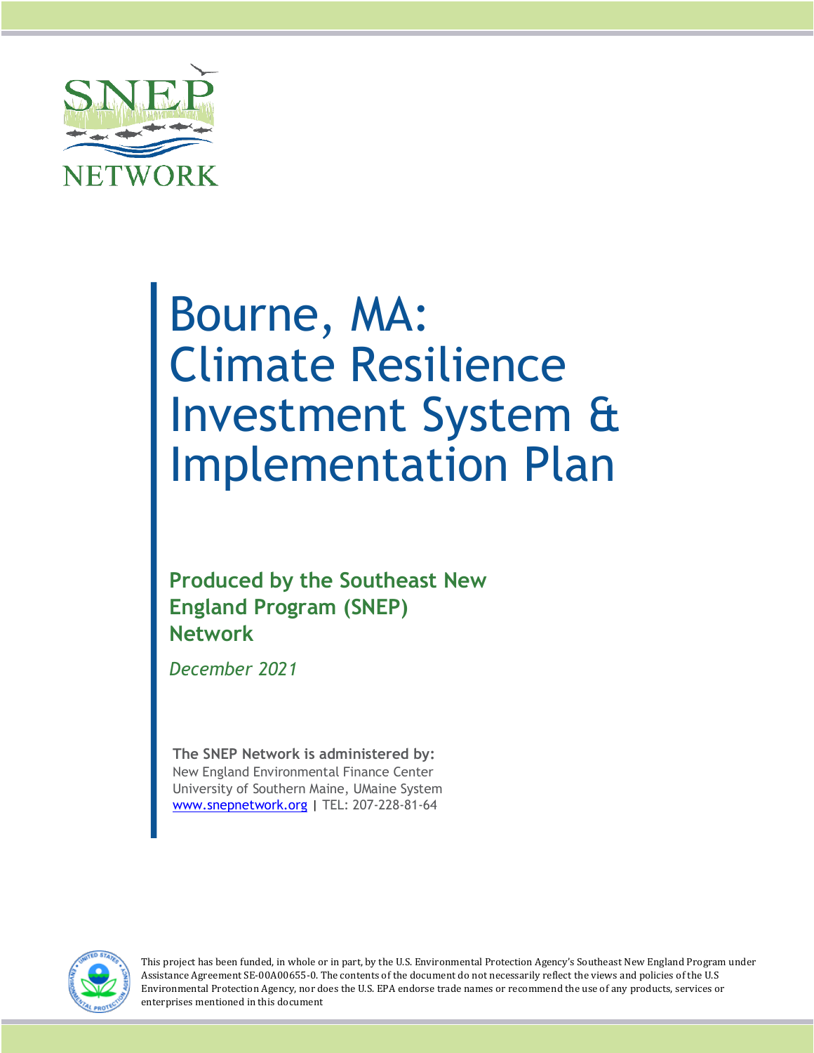SNEP NETWORK

# Bourne, MA: Climate Resilience Investment System & Implementation Plan

**Produced by the Southeast New England Program (SNEP) Network**

*December 2021*

**The SNEP Network is administered by:**
New England Environmental Finance Center
University of Southern Maine, UMaine System
www.snepnetwork.org | TEL: 207-228-81-64

This project has been funded, in whole or in part, by the U.S. Environmental Protection Agency's Southeast New England Program under Assistance Agreement SE-00A00655-0. The contents of the document do not necessarily reflect the views and policies of the U.S Environmental Protection Agency, nor does the U.S. EPA endorse trade names or recommend the use of any products, services or enterprises mentioned in this document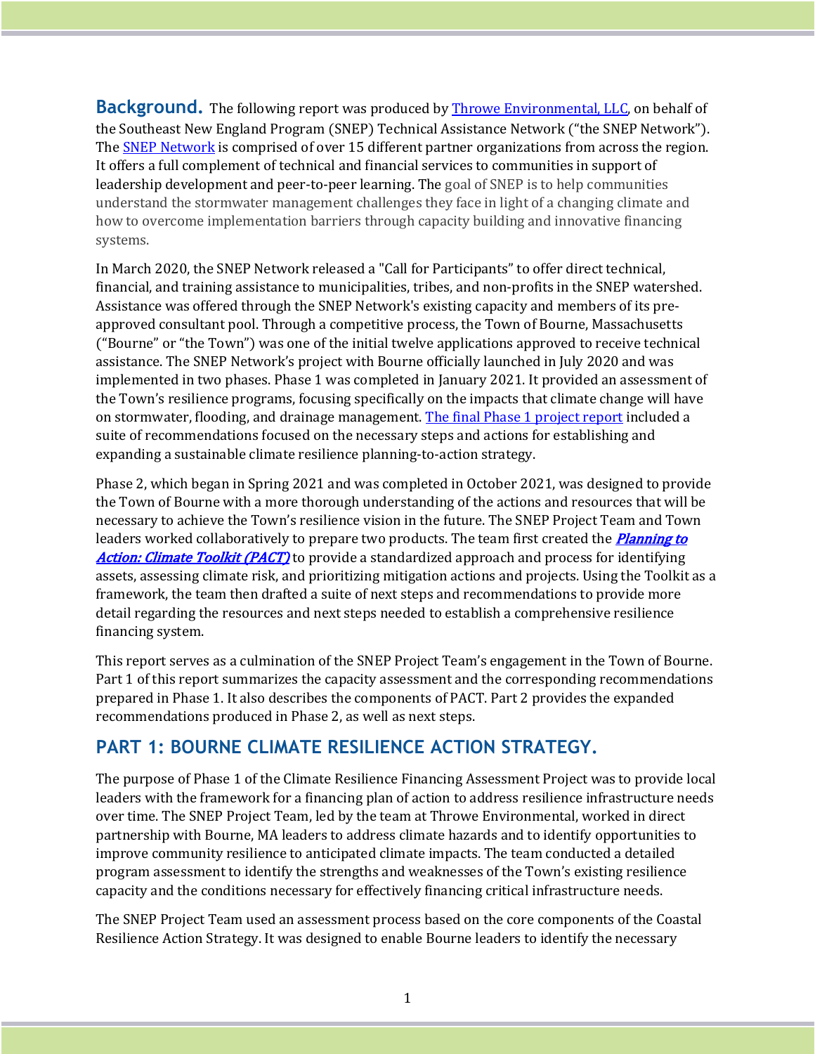**Background.** The following report was produced by Throwe Environmental, LLC, on behalf of the Southeast New England Program (SNEP) Technical Assistance Network ("the SNEP Network"). The SNEP Network is comprised of over 15 different partner organizations from across the region. It offers a full complement of technical and financial services to communities in support of leadership development and peer-to-peer learning. The goal of SNEP is to help communities understand the stormwater management challenges they face in light of a changing climate and how to overcome implementation barriers through capacity building and innovative financing systems.

In March 2020, the SNEP Network released a "Call for Participants" to offer direct technical, financial, and training assistance to municipalities, tribes, and non-profits in the SNEP watershed. Assistance was offered through the SNEP Network's existing capacity and members of its pre-approved consultant pool. Through a competitive process, the Town of Bourne, Massachusetts ("Bourne" or "the Town") was one of the initial twelve applications approved to receive technical assistance. The SNEP Network's project with Bourne officially launched in July 2020 and was implemented in two phases. Phase 1 was completed in January 2021. It provided an assessment of the Town's resilience programs, focusing specifically on the impacts that climate change will have on stormwater, flooding, and drainage management. The final Phase 1 project report included a suite of recommendations focused on the necessary steps and actions for establishing and expanding a sustainable climate resilience planning-to-action strategy.

Phase 2, which began in Spring 2021 and was completed in October 2021, was designed to provide the Town of Bourne with a more thorough understanding of the actions and resources that will be necessary to achieve the Town's resilience vision in the future. The SNEP Project Team and Town leaders worked collaboratively to prepare two products. The team first created the ***Planning to Action: Climate Toolkit (PACT)*** to provide a standardized approach and process for identifying assets, assessing climate risk, and prioritizing mitigation actions and projects. Using the Toolkit as a framework, the team then drafted a suite of next steps and recommendations to provide more detail regarding the resources and next steps needed to establish a comprehensive resilience financing system.

This report serves as a culmination of the SNEP Project Team's engagement in the Town of Bourne. Part 1 of this report summarizes the capacity assessment and the corresponding recommendations prepared in Phase 1. It also describes the components of PACT. Part 2 provides the expanded recommendations produced in Phase 2, as well as next steps.

## PART 1: BOURNE CLIMATE RESILIENCE ACTION STRATEGY.

The purpose of Phase 1 of the Climate Resilience Financing Assessment Project was to provide local leaders with the framework for a financing plan of action to address resilience infrastructure needs over time. The SNEP Project Team, led by the team at Throwe Environmental, worked in direct partnership with Bourne, MA leaders to address climate hazards and to identify opportunities to improve community resilience to anticipated climate impacts. The team conducted a detailed program assessment to identify the strengths and weaknesses of the Town's existing resilience capacity and the conditions necessary for effectively financing critical infrastructure needs.

The SNEP Project Team used an assessment process based on the core components of the Coastal Resilience Action Strategy. It was designed to enable Bourne leaders to identify the necessary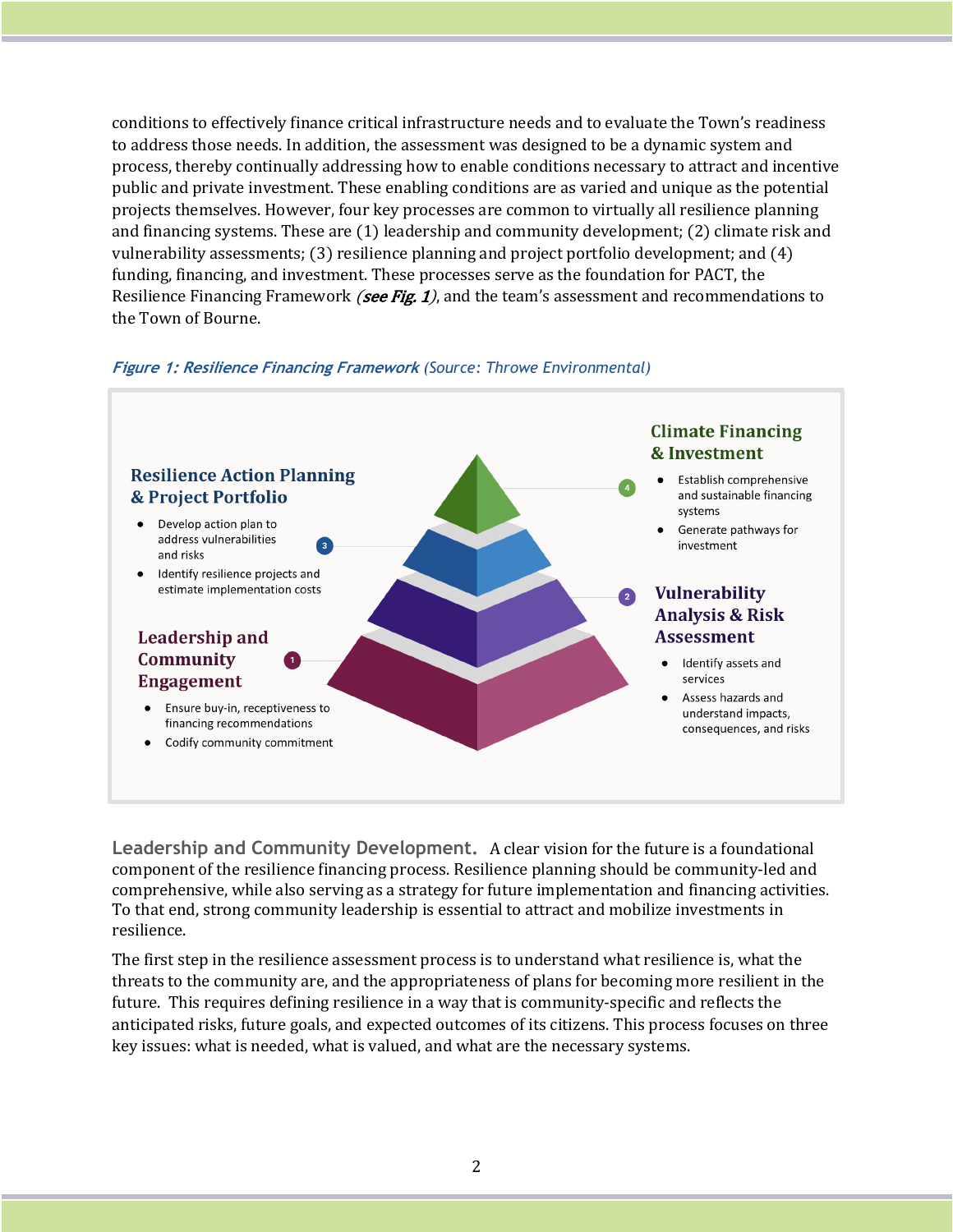conditions to effectively finance critical infrastructure needs and to evaluate the Town's readiness to address those needs. In addition, the assessment was designed to be a dynamic system and process, thereby continually addressing how to enable conditions necessary to attract and incentive public and private investment. These enabling conditions are as varied and unique as the potential projects themselves. However, four key processes are common to virtually all resilience planning and financing systems. These are (1) leadership and community development; (2) climate risk and vulnerability assessments; (3) resilience planning and project portfolio development; and (4) funding, financing, and investment. These processes serve as the foundation for PACT, the Resilience Financing Framework *(see Fig. 1)*, and the team's assessment and recommendations to the Town of Bourne.

***Figure 1: Resilience Financing Framework*** (Source: Throwe Environmental)

**1 Leadership and Community Engagement**

- Ensure buy-in, receptiveness to financing recommendations
- Codify community commitment

**2 Vulnerability Analysis & Risk Assessment**

- Identify assets and services
- Assess hazards and understand impacts, consequences, and risks

**3 Resilience Action Planning & Project Portfolio**

- Develop action plan to address vulnerabilities and risks
- Identify resilience projects and estimate implementation costs

**4 Climate Financing & Investment**

- Establish comprehensive and sustainable financing systems
- Generate pathways for investment

**Leadership and Community Development.** A clear vision for the future is a foundational component of the resilience financing process. Resilience planning should be community-led and comprehensive, while also serving as a strategy for future implementation and financing activities. To that end, strong community leadership is essential to attract and mobilize investments in resilience.

The first step in the resilience assessment process is to understand what resilience is, what the threats to the community are, and the appropriateness of plans for becoming more resilient in the future. This requires defining resilience in a way that is community-specific and reflects the anticipated risks, future goals, and expected outcomes of its citizens. This process focuses on three key issues: what is needed, what is valued, and what are the necessary systems.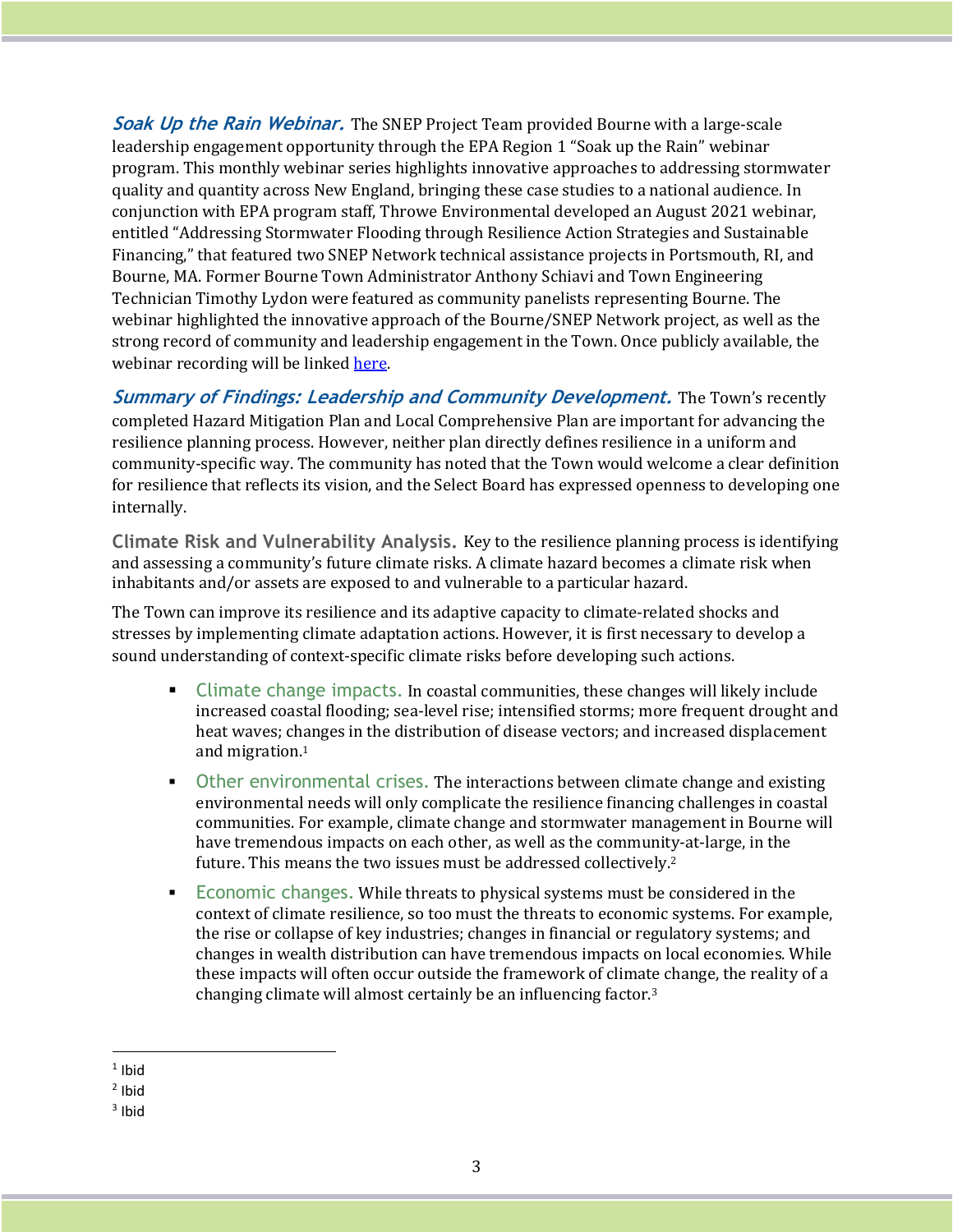***Soak Up the Rain Webinar.*** The SNEP Project Team provided Bourne with a large-scale leadership engagement opportunity through the EPA Region 1 "Soak up the Rain" webinar program. This monthly webinar series highlights innovative approaches to addressing stormwater quality and quantity across New England, bringing these case studies to a national audience. In conjunction with EPA program staff, Throwe Environmental developed an August 2021 webinar, entitled "Addressing Stormwater Flooding through Resilience Action Strategies and Sustainable Financing," that featured two SNEP Network technical assistance projects in Portsmouth, RI, and Bourne, MA. Former Bourne Town Administrator Anthony Schiavi and Town Engineering Technician Timothy Lydon were featured as community panelists representing Bourne. The webinar highlighted the innovative approach of the Bourne/SNEP Network project, as well as the strong record of community and leadership engagement in the Town. Once publicly available, the webinar recording will be linked [here](#).

***Summary of Findings: Leadership and Community Development.*** The Town's recently completed Hazard Mitigation Plan and Local Comprehensive Plan are important for advancing the resilience planning process. However, neither plan directly defines resilience in a uniform and community-specific way. The community has noted that the Town would welcome a clear definition for resilience that reflects its vision, and the Select Board has expressed openness to developing one internally.

**Climate Risk and Vulnerability Analysis.** Key to the resilience planning process is identifying and assessing a community's future climate risks. A climate hazard becomes a climate risk when inhabitants and/or assets are exposed to and vulnerable to a particular hazard.

The Town can improve its resilience and its adaptive capacity to climate-related shocks and stresses by implementing climate adaptation actions. However, it is first necessary to develop a sound understanding of context-specific climate risks before developing such actions.

- Climate change impacts. In coastal communities, these changes will likely include increased coastal flooding; sea-level rise; intensified storms; more frequent drought and heat waves; changes in the distribution of disease vectors; and increased displacement and migration.[1]
- Other environmental crises. The interactions between climate change and existing environmental needs will only complicate the resilience financing challenges in coastal communities. For example, climate change and stormwater management in Bourne will have tremendous impacts on each other, as well as the community-at-large, in the future. This means the two issues must be addressed collectively.[2]
- Economic changes. While threats to physical systems must be considered in the context of climate resilience, so too must the threats to economic systems. For example, the rise or collapse of key industries; changes in financial or regulatory systems; and changes in wealth distribution can have tremendous impacts on local economies. While these impacts will often occur outside the framework of climate change, the reality of a changing climate will almost certainly be an influencing factor.[3]

---

[1] Ibid

[2] Ibid

[3] Ibid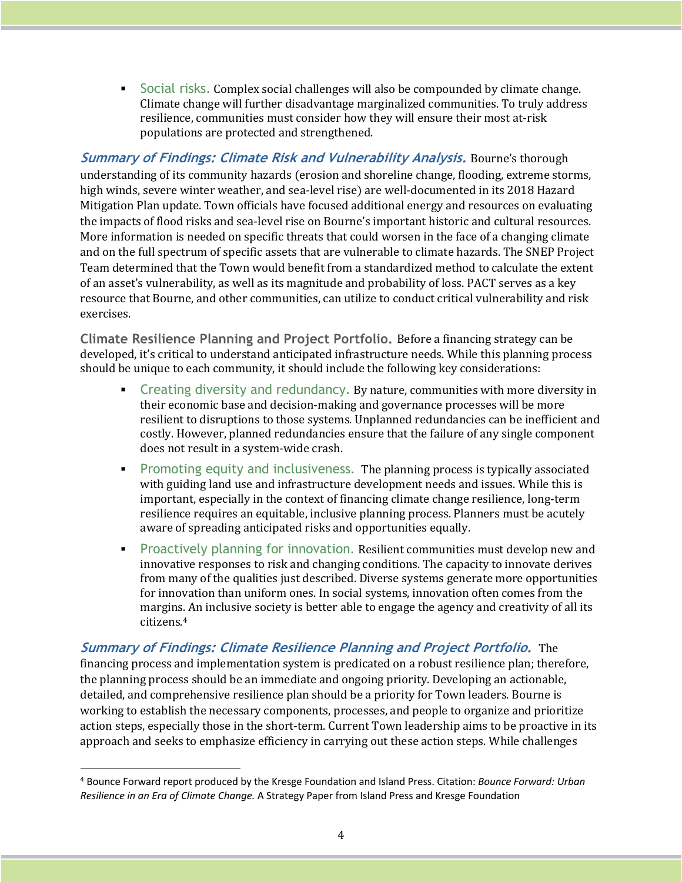- **Social risks.** Complex social challenges will also be compounded by climate change. Climate change will further disadvantage marginalized communities. To truly address resilience, communities must consider how they will ensure their most at-risk populations are protected and strengthened.

***Summary of Findings: Climate Risk and Vulnerability Analysis.*** Bourne's thorough understanding of its community hazards (erosion and shoreline change, flooding, extreme storms, high winds, severe winter weather, and sea-level rise) are well-documented in its 2018 Hazard Mitigation Plan update. Town officials have focused additional energy and resources on evaluating the impacts of flood risks and sea-level rise on Bourne's important historic and cultural resources. More information is needed on specific threats that could worsen in the face of a changing climate and on the full spectrum of specific assets that are vulnerable to climate hazards. The SNEP Project Team determined that the Town would benefit from a standardized method to calculate the extent of an asset's vulnerability, as well as its magnitude and probability of loss. PACT serves as a key resource that Bourne, and other communities, can utilize to conduct critical vulnerability and risk exercises.

**Climate Resilience Planning and Project Portfolio.** Before a financing strategy can be developed, it's critical to understand anticipated infrastructure needs. While this planning process should be unique to each community, it should include the following key considerations:

- **Creating diversity and redundancy.** By nature, communities with more diversity in their economic base and decision-making and governance processes will be more resilient to disruptions to those systems. Unplanned redundancies can be inefficient and costly. However, planned redundancies ensure that the failure of any single component does not result in a system-wide crash.
- **Promoting equity and inclusiveness.** The planning process is typically associated with guiding land use and infrastructure development needs and issues. While this is important, especially in the context of financing climate change resilience, long-term resilience requires an equitable, inclusive planning process. Planners must be acutely aware of spreading anticipated risks and opportunities equally.
- **Proactively planning for innovation.** Resilient communities must develop new and innovative responses to risk and changing conditions. The capacity to innovate derives from many of the qualities just described. Diverse systems generate more opportunities for innovation than uniform ones. In social systems, innovation often comes from the margins. An inclusive society is better able to engage the agency and creativity of all its citizens.[4]

***Summary of Findings: Climate Resilience Planning and Project Portfolio.*** The financing process and implementation system is predicated on a robust resilience plan; therefore, the planning process should be an immediate and ongoing priority. Developing an actionable, detailed, and comprehensive resilience plan should be a priority for Town leaders. Bourne is working to establish the necessary components, processes, and people to organize and prioritize action steps, especially those in the short-term. Current Town leadership aims to be proactive in its approach and seeks to emphasize efficiency in carrying out these action steps. While challenges

---

[4] Bounce Forward report produced by the Kresge Foundation and Island Press. Citation: *Bounce Forward: Urban Resilience in an Era of Climate Change.* A Strategy Paper from Island Press and Kresge Foundation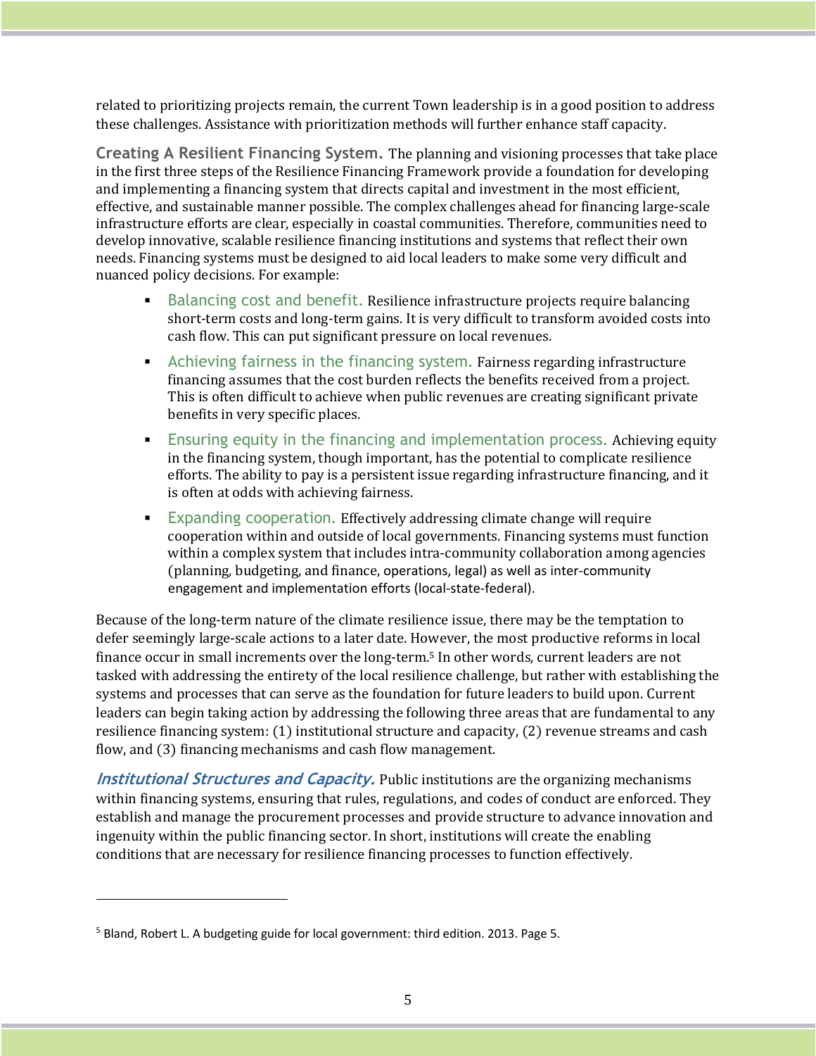related to prioritizing projects remain, the current Town leadership is in a good position to address these challenges. Assistance with prioritization methods will further enhance staff capacity.

**Creating A Resilient Financing System.** The planning and visioning processes that take place in the first three steps of the Resilience Financing Framework provide a foundation for developing and implementing a financing system that directs capital and investment in the most efficient, effective, and sustainable manner possible. The complex challenges ahead for financing large-scale infrastructure efforts are clear, especially in coastal communities. Therefore, communities need to develop innovative, scalable resilience financing institutions and systems that reflect their own needs. Financing systems must be designed to aid local leaders to make some very difficult and nuanced policy decisions. For example:

- Balancing cost and benefit. Resilience infrastructure projects require balancing short-term costs and long-term gains. It is very difficult to transform avoided costs into cash flow. This can put significant pressure on local revenues.
- Achieving fairness in the financing system. Fairness regarding infrastructure financing assumes that the cost burden reflects the benefits received from a project. This is often difficult to achieve when public revenues are creating significant private benefits in very specific places.
- Ensuring equity in the financing and implementation process. Achieving equity in the financing system, though important, has the potential to complicate resilience efforts. The ability to pay is a persistent issue regarding infrastructure financing, and it is often at odds with achieving fairness.
- Expanding cooperation. Effectively addressing climate change will require cooperation within and outside of local governments. Financing systems must function within a complex system that includes intra-community collaboration among agencies (planning, budgeting, and finance, operations, legal) as well as inter-community engagement and implementation efforts (local-state-federal).

Because of the long-term nature of the climate resilience issue, there may be the temptation to defer seemingly large-scale actions to a later date. However, the most productive reforms in local finance occur in small increments over the long-term.[5] In other words, current leaders are not tasked with addressing the entirety of the local resilience challenge, but rather with establishing the systems and processes that can serve as the foundation for future leaders to build upon. Current leaders can begin taking action by addressing the following three areas that are fundamental to any resilience financing system: (1) institutional structure and capacity, (2) revenue streams and cash flow, and (3) financing mechanisms and cash flow management.

***Institutional Structures and Capacity.*** Public institutions are the organizing mechanisms within financing systems, ensuring that rules, regulations, and codes of conduct are enforced. They establish and manage the procurement processes and provide structure to advance innovation and ingenuity within the public financing sector. In short, institutions will create the enabling conditions that are necessary for resilience financing processes to function effectively.

---

[5] Bland, Robert L. A budgeting guide for local government: third edition. 2013. Page 5.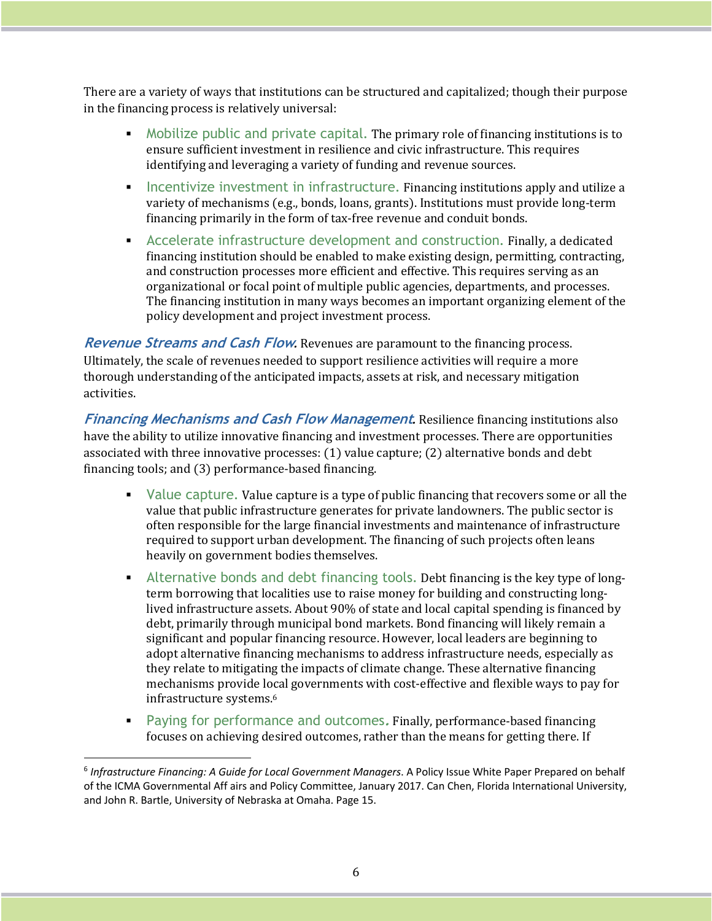There are a variety of ways that institutions can be structured and capitalized; though their purpose in the financing process is relatively universal:

- Mobilize public and private capital. The primary role of financing institutions is to ensure sufficient investment in resilience and civic infrastructure. This requires identifying and leveraging a variety of funding and revenue sources.
- Incentivize investment in infrastructure. Financing institutions apply and utilize a variety of mechanisms (e.g., bonds, loans, grants). Institutions must provide long-term financing primarily in the form of tax-free revenue and conduit bonds.
- Accelerate infrastructure development and construction. Finally, a dedicated financing institution should be enabled to make existing design, permitting, contracting, and construction processes more efficient and effective. This requires serving as an organizational or focal point of multiple public agencies, departments, and processes. The financing institution in many ways becomes an important organizing element of the policy development and project investment process.

***Revenue Streams and Cash Flow.*** Revenues are paramount to the financing process. Ultimately, the scale of revenues needed to support resilience activities will require a more thorough understanding of the anticipated impacts, assets at risk, and necessary mitigation activities.

***Financing Mechanisms and Cash Flow Management.*** Resilience financing institutions also have the ability to utilize innovative financing and investment processes. There are opportunities associated with three innovative processes: (1) value capture; (2) alternative bonds and debt financing tools; and (3) performance-based financing.

- Value capture. Value capture is a type of public financing that recovers some or all the value that public infrastructure generates for private landowners. The public sector is often responsible for the large financial investments and maintenance of infrastructure required to support urban development. The financing of such projects often leans heavily on government bodies themselves.
- Alternative bonds and debt financing tools. Debt financing is the key type of long-term borrowing that localities use to raise money for building and constructing long-lived infrastructure assets. About 90% of state and local capital spending is financed by debt, primarily through municipal bond markets. Bond financing will likely remain a significant and popular financing resource. However, local leaders are beginning to adopt alternative financing mechanisms to address infrastructure needs, especially as they relate to mitigating the impacts of climate change. These alternative financing mechanisms provide local governments with cost-effective and flexible ways to pay for infrastructure systems.[6]
- Paying for performance and outcomes. Finally, performance-based financing focuses on achieving desired outcomes, rather than the means for getting there. If

---

[6] *Infrastructure Financing: A Guide for Local Government Managers*. A Policy Issue White Paper Prepared on behalf of the ICMA Governmental Aff airs and Policy Committee, January 2017. Can Chen, Florida International University, and John R. Bartle, University of Nebraska at Omaha. Page 15.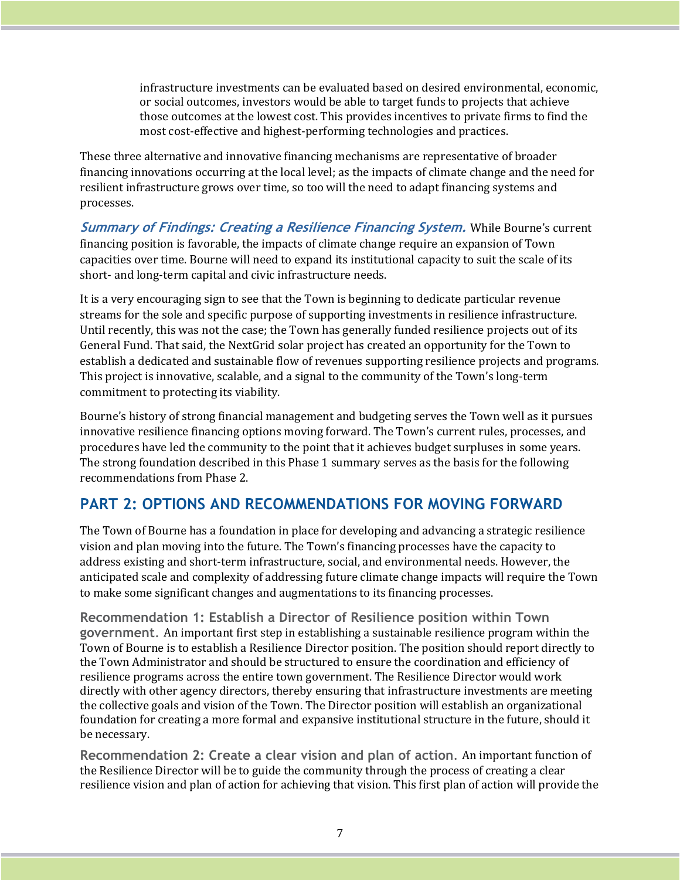infrastructure investments can be evaluated based on desired environmental, economic, or social outcomes, investors would be able to target funds to projects that achieve those outcomes at the lowest cost. This provides incentives to private firms to find the most cost-effective and highest-performing technologies and practices.

These three alternative and innovative financing mechanisms are representative of broader financing innovations occurring at the local level; as the impacts of climate change and the need for resilient infrastructure grows over time, so too will the need to adapt financing systems and processes.

***Summary of Findings: Creating a Resilience Financing System.*** While Bourne's current financing position is favorable, the impacts of climate change require an expansion of Town capacities over time. Bourne will need to expand its institutional capacity to suit the scale of its short- and long-term capital and civic infrastructure needs.

It is a very encouraging sign to see that the Town is beginning to dedicate particular revenue streams for the sole and specific purpose of supporting investments in resilience infrastructure. Until recently, this was not the case; the Town has generally funded resilience projects out of its General Fund. That said, the NextGrid solar project has created an opportunity for the Town to establish a dedicated and sustainable flow of revenues supporting resilience projects and programs. This project is innovative, scalable, and a signal to the community of the Town's long-term commitment to protecting its viability.

Bourne's history of strong financial management and budgeting serves the Town well as it pursues innovative resilience financing options moving forward. The Town's current rules, processes, and procedures have led the community to the point that it achieves budget surpluses in some years. The strong foundation described in this Phase 1 summary serves as the basis for the following recommendations from Phase 2.

## PART 2: OPTIONS AND RECOMMENDATIONS FOR MOVING FORWARD

The Town of Bourne has a foundation in place for developing and advancing a strategic resilience vision and plan moving into the future. The Town's financing processes have the capacity to address existing and short-term infrastructure, social, and environmental needs. However, the anticipated scale and complexity of addressing future climate change impacts will require the Town to make some significant changes and augmentations to its financing processes.

**Recommendation 1: Establish a Director of Resilience position within Town government.** An important first step in establishing a sustainable resilience program within the Town of Bourne is to establish a Resilience Director position. The position should report directly to the Town Administrator and should be structured to ensure the coordination and efficiency of resilience programs across the entire town government. The Resilience Director would work directly with other agency directors, thereby ensuring that infrastructure investments are meeting the collective goals and vision of the Town. The Director position will establish an organizational foundation for creating a more formal and expansive institutional structure in the future, should it be necessary.

**Recommendation 2: Create a clear vision and plan of action.** An important function of the Resilience Director will be to guide the community through the process of creating a clear resilience vision and plan of action for achieving that vision. This first plan of action will provide the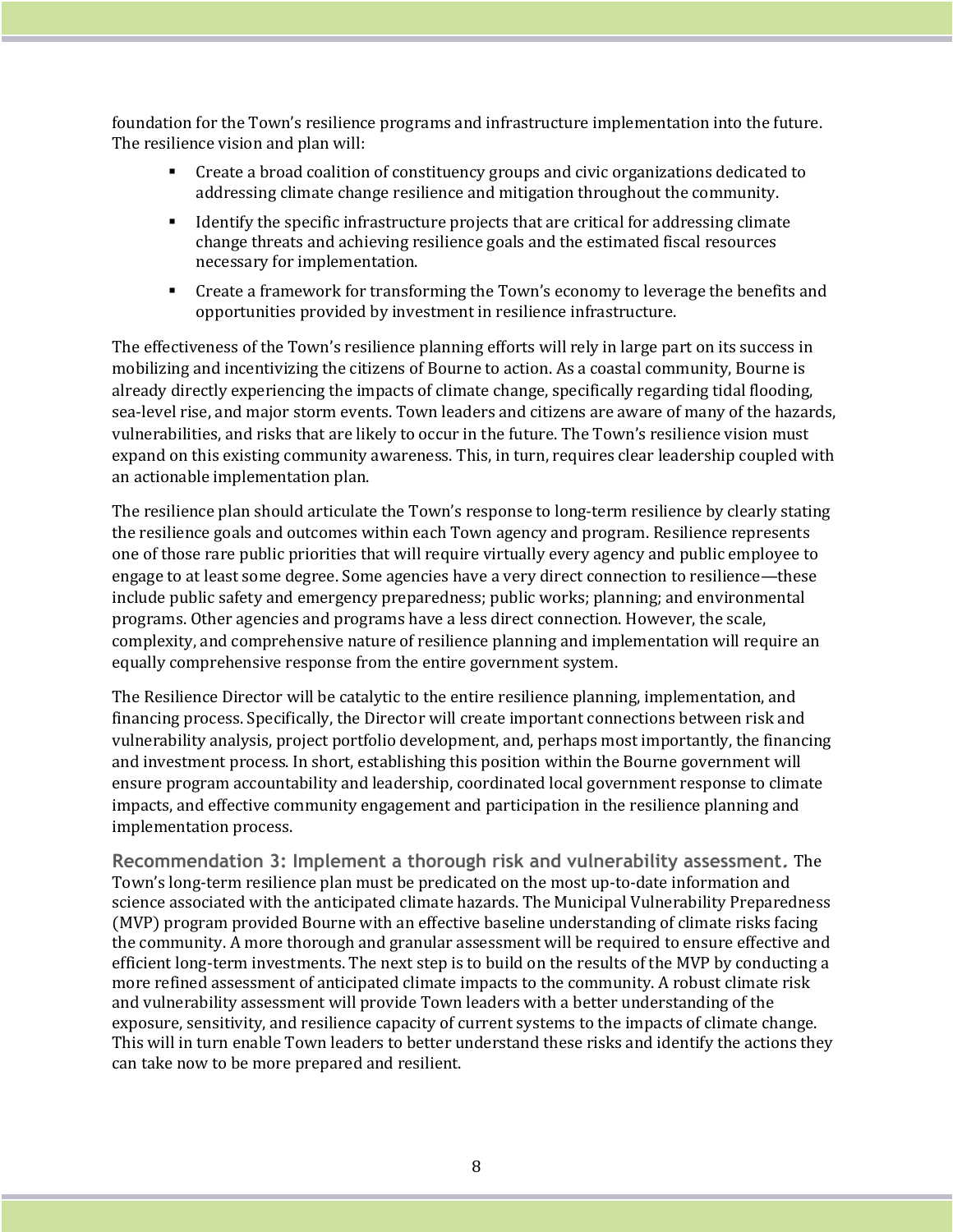foundation for the Town's resilience programs and infrastructure implementation into the future. The resilience vision and plan will:

- Create a broad coalition of constituency groups and civic organizations dedicated to addressing climate change resilience and mitigation throughout the community.
- Identify the specific infrastructure projects that are critical for addressing climate change threats and achieving resilience goals and the estimated fiscal resources necessary for implementation.
- Create a framework for transforming the Town's economy to leverage the benefits and opportunities provided by investment in resilience infrastructure.

The effectiveness of the Town's resilience planning efforts will rely in large part on its success in mobilizing and incentivizing the citizens of Bourne to action. As a coastal community, Bourne is already directly experiencing the impacts of climate change, specifically regarding tidal flooding, sea-level rise, and major storm events. Town leaders and citizens are aware of many of the hazards, vulnerabilities, and risks that are likely to occur in the future. The Town's resilience vision must expand on this existing community awareness. This, in turn, requires clear leadership coupled with an actionable implementation plan.

The resilience plan should articulate the Town's response to long-term resilience by clearly stating the resilience goals and outcomes within each Town agency and program. Resilience represents one of those rare public priorities that will require virtually every agency and public employee to engage to at least some degree. Some agencies have a very direct connection to resilience—these include public safety and emergency preparedness; public works; planning; and environmental programs. Other agencies and programs have a less direct connection. However, the scale, complexity, and comprehensive nature of resilience planning and implementation will require an equally comprehensive response from the entire government system.

The Resilience Director will be catalytic to the entire resilience planning, implementation, and financing process. Specifically, the Director will create important connections between risk and vulnerability analysis, project portfolio development, and, perhaps most importantly, the financing and investment process. In short, establishing this position within the Bourne government will ensure program accountability and leadership, coordinated local government response to climate impacts, and effective community engagement and participation in the resilience planning and implementation process.

**Recommendation 3: Implement a thorough risk and vulnerability assessment.** The Town's long-term resilience plan must be predicated on the most up-to-date information and science associated with the anticipated climate hazards. The Municipal Vulnerability Preparedness (MVP) program provided Bourne with an effective baseline understanding of climate risks facing the community. A more thorough and granular assessment will be required to ensure effective and efficient long-term investments. The next step is to build on the results of the MVP by conducting a more refined assessment of anticipated climate impacts to the community. A robust climate risk and vulnerability assessment will provide Town leaders with a better understanding of the exposure, sensitivity, and resilience capacity of current systems to the impacts of climate change. This will in turn enable Town leaders to better understand these risks and identify the actions they can take now to be more prepared and resilient.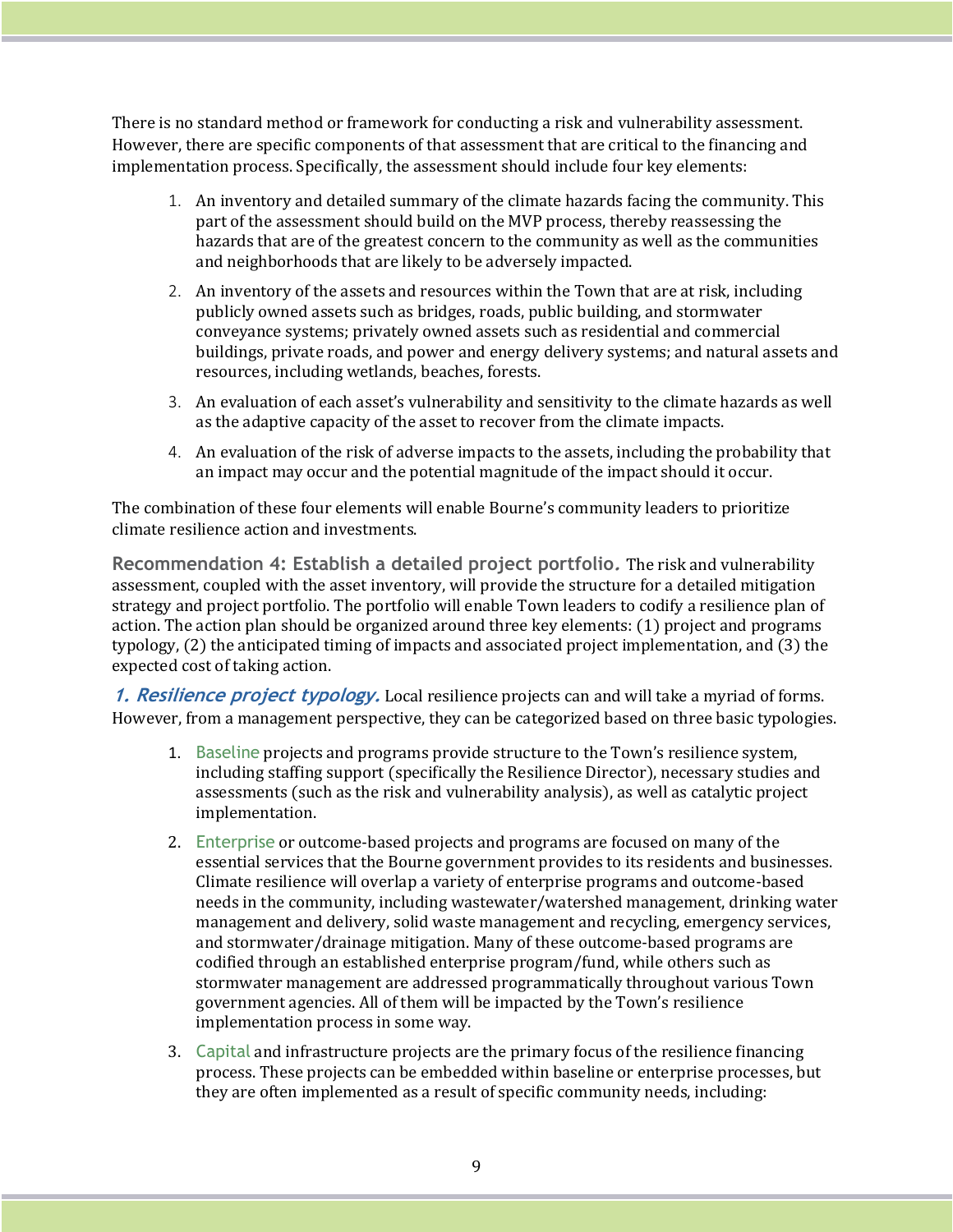There is no standard method or framework for conducting a risk and vulnerability assessment. However, there are specific components of that assessment that are critical to the financing and implementation process. Specifically, the assessment should include four key elements:

1. An inventory and detailed summary of the climate hazards facing the community. This part of the assessment should build on the MVP process, thereby reassessing the hazards that are of the greatest concern to the community as well as the communities and neighborhoods that are likely to be adversely impacted.
2. An inventory of the assets and resources within the Town that are at risk, including publicly owned assets such as bridges, roads, public building, and stormwater conveyance systems; privately owned assets such as residential and commercial buildings, private roads, and power and energy delivery systems; and natural assets and resources, including wetlands, beaches, forests.
3. An evaluation of each asset's vulnerability and sensitivity to the climate hazards as well as the adaptive capacity of the asset to recover from the climate impacts.
4. An evaluation of the risk of adverse impacts to the assets, including the probability that an impact may occur and the potential magnitude of the impact should it occur.

The combination of these four elements will enable Bourne's community leaders to prioritize climate resilience action and investments.

**Recommendation 4: Establish a detailed project portfolio.** The risk and vulnerability assessment, coupled with the asset inventory, will provide the structure for a detailed mitigation strategy and project portfolio. The portfolio will enable Town leaders to codify a resilience plan of action. The action plan should be organized around three key elements: (1) project and programs typology, (2) the anticipated timing of impacts and associated project implementation, and (3) the expected cost of taking action.

***1. Resilience project typology.*** Local resilience projects can and will take a myriad of forms. However, from a management perspective, they can be categorized based on three basic typologies.

1. Baseline projects and programs provide structure to the Town's resilience system, including staffing support (specifically the Resilience Director), necessary studies and assessments (such as the risk and vulnerability analysis), as well as catalytic project implementation.
2. Enterprise or outcome-based projects and programs are focused on many of the essential services that the Bourne government provides to its residents and businesses. Climate resilience will overlap a variety of enterprise programs and outcome-based needs in the community, including wastewater/watershed management, drinking water management and delivery, solid waste management and recycling, emergency services, and stormwater/drainage mitigation. Many of these outcome-based programs are codified through an established enterprise program/fund, while others such as stormwater management are addressed programmatically throughout various Town government agencies. All of them will be impacted by the Town's resilience implementation process in some way.
3. Capital and infrastructure projects are the primary focus of the resilience financing process. These projects can be embedded within baseline or enterprise processes, but they are often implemented as a result of specific community needs, including: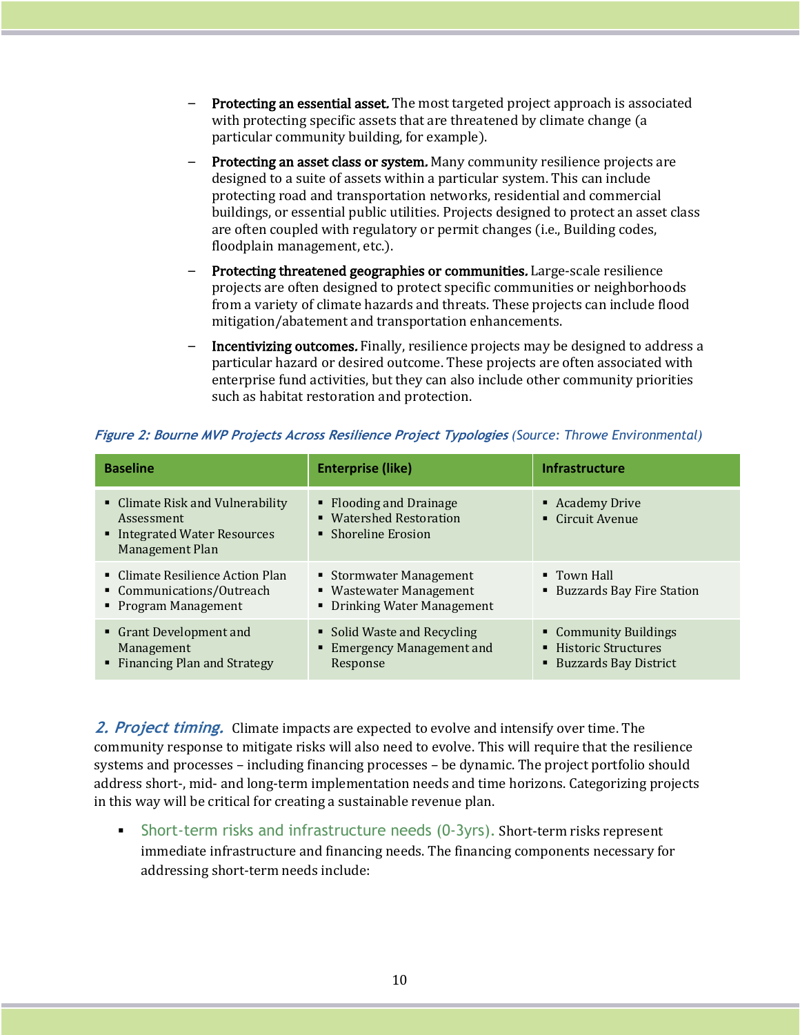- **Protecting an essential asset.** The most targeted project approach is associated with protecting specific assets that are threatened by climate change (a particular community building, for example).
- **Protecting an asset class or system.** Many community resilience projects are designed to a suite of assets within a particular system. This can include protecting road and transportation networks, residential and commercial buildings, or essential public utilities. Projects designed to protect an asset class are often coupled with regulatory or permit changes (i.e., Building codes, floodplain management, etc.).
- **Protecting threatened geographies or communities.** Large-scale resilience projects are often designed to protect specific communities or neighborhoods from a variety of climate hazards and threats. These projects can include flood mitigation/abatement and transportation enhancements.
- **Incentivizing outcomes.** Finally, resilience projects may be designed to address a particular hazard or desired outcome. These projects are often associated with enterprise fund activities, but they can also include other community priorities such as habitat restoration and protection.

***Figure 2: Bourne MVP Projects Across Resilience Project Typologies*** *(Source: Throwe Environmental)*

| Baseline | Enterprise (like) | Infrastructure |
|---|---|---|
| ▪ Climate Risk and Vulnerability Assessment<br>▪ Integrated Water Resources Management Plan | ▪ Flooding and Drainage<br>▪ Watershed Restoration<br>▪ Shoreline Erosion | ▪ Academy Drive<br>▪ Circuit Avenue |
| ▪ Climate Resilience Action Plan<br>▪ Communications/Outreach<br>▪ Program Management | ▪ Stormwater Management<br>▪ Wastewater Management<br>▪ Drinking Water Management | ▪ Town Hall<br>▪ Buzzards Bay Fire Station |
| ▪ Grant Development and Management<br>▪ Financing Plan and Strategy | ▪ Solid Waste and Recycling<br>▪ Emergency Management and Response | ▪ Community Buildings<br>▪ Historic Structures<br>▪ Buzzards Bay District |

***2. Project timing.*** Climate impacts are expected to evolve and intensify over time. The community response to mitigate risks will also need to evolve. This will require that the resilience systems and processes – including financing processes – be dynamic. The project portfolio should address short-, mid- and long-term implementation needs and time horizons. Categorizing projects in this way will be critical for creating a sustainable revenue plan.

- Short-term risks and infrastructure needs (0-3yrs). Short-term risks represent immediate infrastructure and financing needs. The financing components necessary for addressing short-term needs include: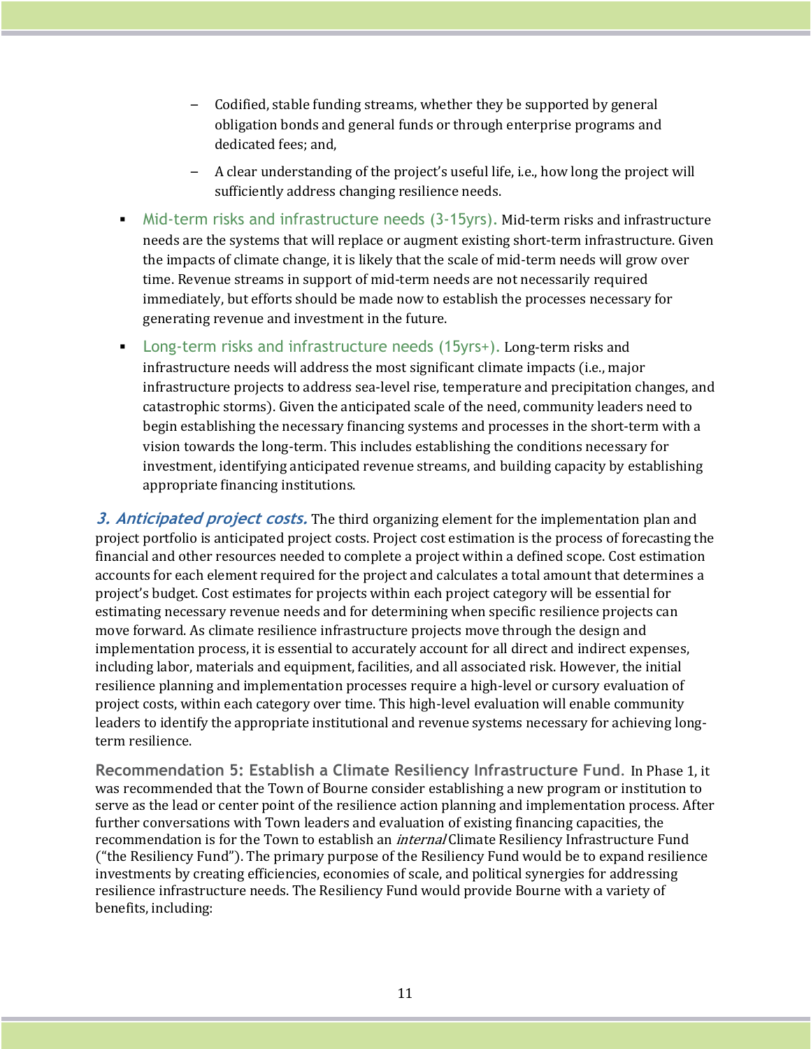- Codified, stable funding streams, whether they be supported by general obligation bonds and general funds or through enterprise programs and dedicated fees; and,
    - A clear understanding of the project's useful life, i.e., how long the project will sufficiently address changing resilience needs.

- Mid-term risks and infrastructure needs (3-15yrs). Mid-term risks and infrastructure needs are the systems that will replace or augment existing short-term infrastructure. Given the impacts of climate change, it is likely that the scale of mid-term needs will grow over time. Revenue streams in support of mid-term needs are not necessarily required immediately, but efforts should be made now to establish the processes necessary for generating revenue and investment in the future.
- Long-term risks and infrastructure needs (15yrs+). Long-term risks and infrastructure needs will address the most significant climate impacts (i.e., major infrastructure projects to address sea-level rise, temperature and precipitation changes, and catastrophic storms). Given the anticipated scale of the need, community leaders need to begin establishing the necessary financing systems and processes in the short-term with a vision towards the long-term. This includes establishing the conditions necessary for investment, identifying anticipated revenue streams, and building capacity by establishing appropriate financing institutions.

***3. Anticipated project costs.*** The third organizing element for the implementation plan and project portfolio is anticipated project costs. Project cost estimation is the process of forecasting the financial and other resources needed to complete a project within a defined scope. Cost estimation accounts for each element required for the project and calculates a total amount that determines a project's budget. Cost estimates for projects within each project category will be essential for estimating necessary revenue needs and for determining when specific resilience projects can move forward. As climate resilience infrastructure projects move through the design and implementation process, it is essential to accurately account for all direct and indirect expenses, including labor, materials and equipment, facilities, and all associated risk. However, the initial resilience planning and implementation processes require a high-level or cursory evaluation of project costs, within each category over time. This high-level evaluation will enable community leaders to identify the appropriate institutional and revenue systems necessary for achieving long-term resilience.

**Recommendation 5: Establish a Climate Resiliency Infrastructure Fund.** In Phase 1, it was recommended that the Town of Bourne consider establishing a new program or institution to serve as the lead or center point of the resilience action planning and implementation process. After further conversations with Town leaders and evaluation of existing financing capacities, the recommendation is for the Town to establish an *internal* Climate Resiliency Infrastructure Fund ("the Resiliency Fund"). The primary purpose of the Resiliency Fund would be to expand resilience investments by creating efficiencies, economies of scale, and political synergies for addressing resilience infrastructure needs. The Resiliency Fund would provide Bourne with a variety of benefits, including: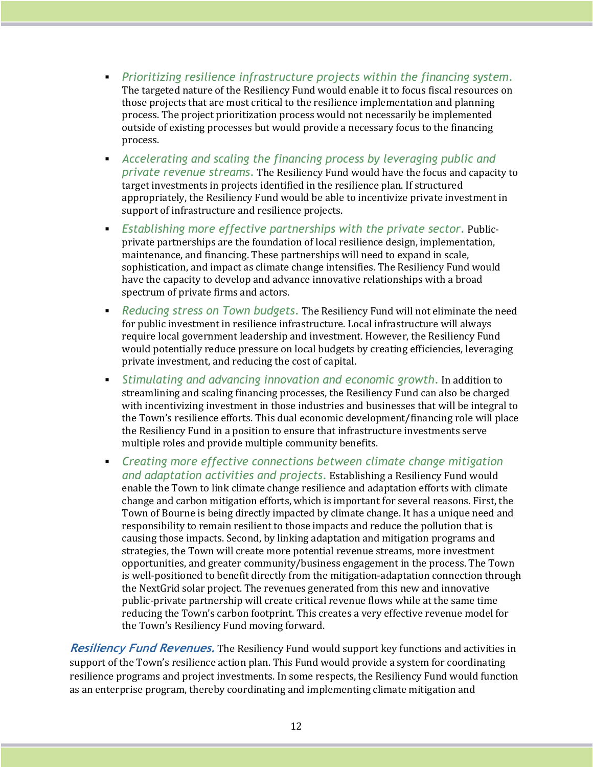- *Prioritizing resilience infrastructure projects within the financing system.* The targeted nature of the Resiliency Fund would enable it to focus fiscal resources on those projects that are most critical to the resilience implementation and planning process. The project prioritization process would not necessarily be implemented outside of existing processes but would provide a necessary focus to the financing process.
- *Accelerating and scaling the financing process by leveraging public and private revenue streams.* The Resiliency Fund would have the focus and capacity to target investments in projects identified in the resilience plan. If structured appropriately, the Resiliency Fund would be able to incentivize private investment in support of infrastructure and resilience projects.
- *Establishing more effective partnerships with the private sector.* Public-private partnerships are the foundation of local resilience design, implementation, maintenance, and financing. These partnerships will need to expand in scale, sophistication, and impact as climate change intensifies. The Resiliency Fund would have the capacity to develop and advance innovative relationships with a broad spectrum of private firms and actors.
- *Reducing stress on Town budgets.* The Resiliency Fund will not eliminate the need for public investment in resilience infrastructure. Local infrastructure will always require local government leadership and investment. However, the Resiliency Fund would potentially reduce pressure on local budgets by creating efficiencies, leveraging private investment, and reducing the cost of capital.
- *Stimulating and advancing innovation and economic growth.* In addition to streamlining and scaling financing processes, the Resiliency Fund can also be charged with incentivizing investment in those industries and businesses that will be integral to the Town's resilience efforts. This dual economic development/financing role will place the Resiliency Fund in a position to ensure that infrastructure investments serve multiple roles and provide multiple community benefits.
- *Creating more effective connections between climate change mitigation and adaptation activities and projects.* Establishing a Resiliency Fund would enable the Town to link climate change resilience and adaptation efforts with climate change and carbon mitigation efforts, which is important for several reasons. First, the Town of Bourne is being directly impacted by climate change. It has a unique need and responsibility to remain resilient to those impacts and reduce the pollution that is causing those impacts. Second, by linking adaptation and mitigation programs and strategies, the Town will create more potential revenue streams, more investment opportunities, and greater community/business engagement in the process. The Town is well-positioned to benefit directly from the mitigation-adaptation connection through the NextGrid solar project. The revenues generated from this new and innovative public-private partnership will create critical revenue flows while at the same time reducing the Town's carbon footprint. This creates a very effective revenue model for the Town's Resiliency Fund moving forward.

***Resiliency Fund Revenues.*** The Resiliency Fund would support key functions and activities in support of the Town's resilience action plan. This Fund would provide a system for coordinating resilience programs and project investments. In some respects, the Resiliency Fund would function as an enterprise program, thereby coordinating and implementing climate mitigation and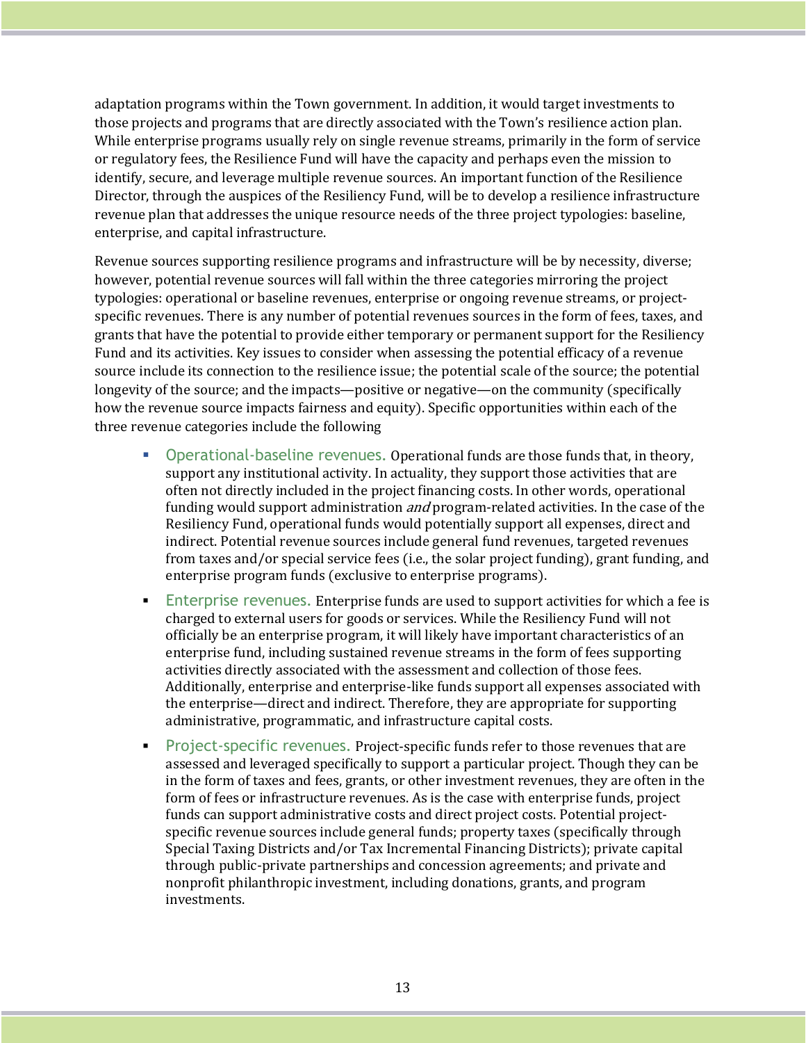adaptation programs within the Town government. In addition, it would target investments to those projects and programs that are directly associated with the Town's resilience action plan. While enterprise programs usually rely on single revenue streams, primarily in the form of service or regulatory fees, the Resilience Fund will have the capacity and perhaps even the mission to identify, secure, and leverage multiple revenue sources. An important function of the Resilience Director, through the auspices of the Resiliency Fund, will be to develop a resilience infrastructure revenue plan that addresses the unique resource needs of the three project typologies: baseline, enterprise, and capital infrastructure.

Revenue sources supporting resilience programs and infrastructure will be by necessity, diverse; however, potential revenue sources will fall within the three categories mirroring the project typologies: operational or baseline revenues, enterprise or ongoing revenue streams, or project-specific revenues. There is any number of potential revenues sources in the form of fees, taxes, and grants that have the potential to provide either temporary or permanent support for the Resiliency Fund and its activities. Key issues to consider when assessing the potential efficacy of a revenue source include its connection to the resilience issue; the potential scale of the source; the potential longevity of the source; and the impacts—positive or negative—on the community (specifically how the revenue source impacts fairness and equity). Specific opportunities within each of the three revenue categories include the following

- Operational-baseline revenues. Operational funds are those funds that, in theory, support any institutional activity. In actuality, they support those activities that are often not directly included in the project financing costs. In other words, operational funding would support administration *and* program-related activities. In the case of the Resiliency Fund, operational funds would potentially support all expenses, direct and indirect. Potential revenue sources include general fund revenues, targeted revenues from taxes and/or special service fees (i.e., the solar project funding), grant funding, and enterprise program funds (exclusive to enterprise programs).
- Enterprise revenues. Enterprise funds are used to support activities for which a fee is charged to external users for goods or services. While the Resiliency Fund will not officially be an enterprise program, it will likely have important characteristics of an enterprise fund, including sustained revenue streams in the form of fees supporting activities directly associated with the assessment and collection of those fees. Additionally, enterprise and enterprise-like funds support all expenses associated with the enterprise—direct and indirect. Therefore, they are appropriate for supporting administrative, programmatic, and infrastructure capital costs.
- Project-specific revenues. Project-specific funds refer to those revenues that are assessed and leveraged specifically to support a particular project. Though they can be in the form of taxes and fees, grants, or other investment revenues, they are often in the form of fees or infrastructure revenues. As is the case with enterprise funds, project funds can support administrative costs and direct project costs. Potential project-specific revenue sources include general funds; property taxes (specifically through Special Taxing Districts and/or Tax Incremental Financing Districts); private capital through public-private partnerships and concession agreements; and private and nonprofit philanthropic investment, including donations, grants, and program investments.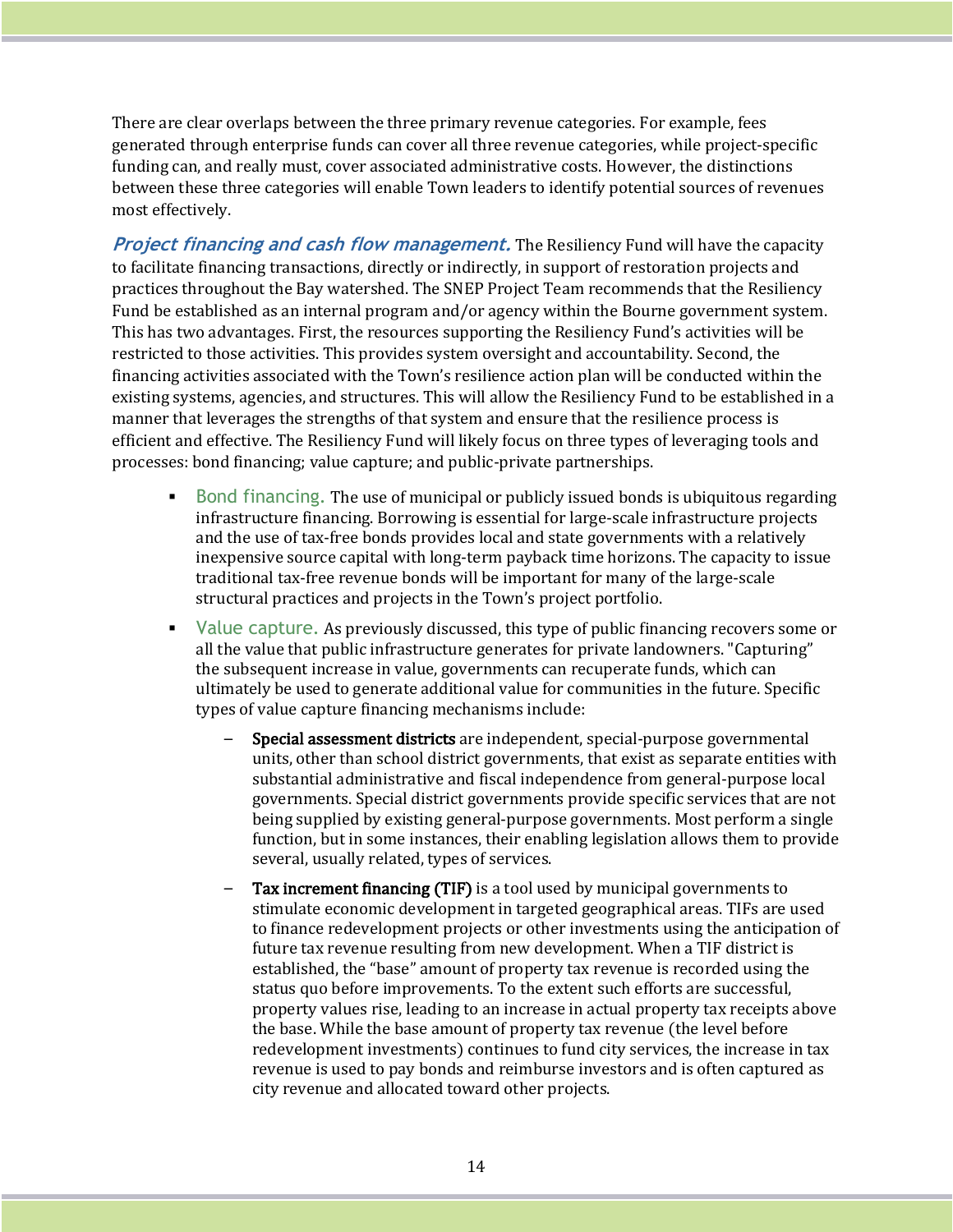There are clear overlaps between the three primary revenue categories. For example, fees generated through enterprise funds can cover all three revenue categories, while project-specific funding can, and really must, cover associated administrative costs. However, the distinctions between these three categories will enable Town leaders to identify potential sources of revenues most effectively.

***Project financing and cash flow management.*** The Resiliency Fund will have the capacity to facilitate financing transactions, directly or indirectly, in support of restoration projects and practices throughout the Bay watershed. The SNEP Project Team recommends that the Resiliency Fund be established as an internal program and/or agency within the Bourne government system. This has two advantages. First, the resources supporting the Resiliency Fund's activities will be restricted to those activities. This provides system oversight and accountability. Second, the financing activities associated with the Town's resilience action plan will be conducted within the existing systems, agencies, and structures. This will allow the Resiliency Fund to be established in a manner that leverages the strengths of that system and ensure that the resilience process is efficient and effective. The Resiliency Fund will likely focus on three types of leveraging tools and processes: bond financing; value capture; and public-private partnerships.

- Bond financing. The use of municipal or publicly issued bonds is ubiquitous regarding infrastructure financing. Borrowing is essential for large-scale infrastructure projects and the use of tax-free bonds provides local and state governments with a relatively inexpensive source capital with long-term payback time horizons. The capacity to issue traditional tax-free revenue bonds will be important for many of the large-scale structural practices and projects in the Town's project portfolio.
- Value capture. As previously discussed, this type of public financing recovers some or all the value that public infrastructure generates for private landowners. "Capturing" the subsequent increase in value, governments can recuperate funds, which can ultimately be used to generate additional value for communities in the future. Specific types of value capture financing mechanisms include:
  - **Special assessment districts** are independent, special-purpose governmental units, other than school district governments, that exist as separate entities with substantial administrative and fiscal independence from general-purpose local governments. Special district governments provide specific services that are not being supplied by existing general-purpose governments. Most perform a single function, but in some instances, their enabling legislation allows them to provide several, usually related, types of services.
  - **Tax increment financing (TIF)** is a tool used by municipal governments to stimulate economic development in targeted geographical areas. TIFs are used to finance redevelopment projects or other investments using the anticipation of future tax revenue resulting from new development. When a TIF district is established, the "base" amount of property tax revenue is recorded using the status quo before improvements. To the extent such efforts are successful, property values rise, leading to an increase in actual property tax receipts above the base. While the base amount of property tax revenue (the level before redevelopment investments) continues to fund city services, the increase in tax revenue is used to pay bonds and reimburse investors and is often captured as city revenue and allocated toward other projects.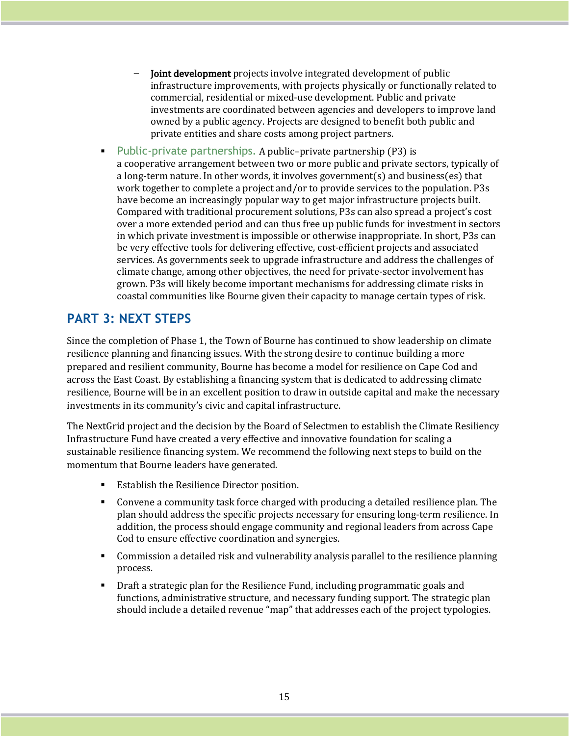- **Joint development** projects involve integrated development of public infrastructure improvements, with projects physically or functionally related to commercial, residential or mixed-use development. Public and private investments are coordinated between agencies and developers to improve land owned by a public agency. Projects are designed to benefit both public and private entities and share costs among project partners.

- Public-private partnerships. A public–private partnership (P3) is a cooperative arrangement between two or more public and private sectors, typically of a long-term nature. In other words, it involves government(s) and business(es) that work together to complete a project and/or to provide services to the population. P3s have become an increasingly popular way to get major infrastructure projects built. Compared with traditional procurement solutions, P3s can also spread a project's cost over a more extended period and can thus free up public funds for investment in sectors in which private investment is impossible or otherwise inappropriate. In short, P3s can be very effective tools for delivering effective, cost-efficient projects and associated services. As governments seek to upgrade infrastructure and address the challenges of climate change, among other objectives, the need for private-sector involvement has grown. P3s will likely become important mechanisms for addressing climate risks in coastal communities like Bourne given their capacity to manage certain types of risk.

## PART 3: NEXT STEPS

Since the completion of Phase 1, the Town of Bourne has continued to show leadership on climate resilience planning and financing issues. With the strong desire to continue building a more prepared and resilient community, Bourne has become a model for resilience on Cape Cod and across the East Coast. By establishing a financing system that is dedicated to addressing climate resilience, Bourne will be in an excellent position to draw in outside capital and make the necessary investments in its community's civic and capital infrastructure.

The NextGrid project and the decision by the Board of Selectmen to establish the Climate Resiliency Infrastructure Fund have created a very effective and innovative foundation for scaling a sustainable resilience financing system. We recommend the following next steps to build on the momentum that Bourne leaders have generated.

- Establish the Resilience Director position.
- Convene a community task force charged with producing a detailed resilience plan. The plan should address the specific projects necessary for ensuring long-term resilience. In addition, the process should engage community and regional leaders from across Cape Cod to ensure effective coordination and synergies.
- Commission a detailed risk and vulnerability analysis parallel to the resilience planning process.
- Draft a strategic plan for the Resilience Fund, including programmatic goals and functions, administrative structure, and necessary funding support. The strategic plan should include a detailed revenue "map" that addresses each of the project typologies.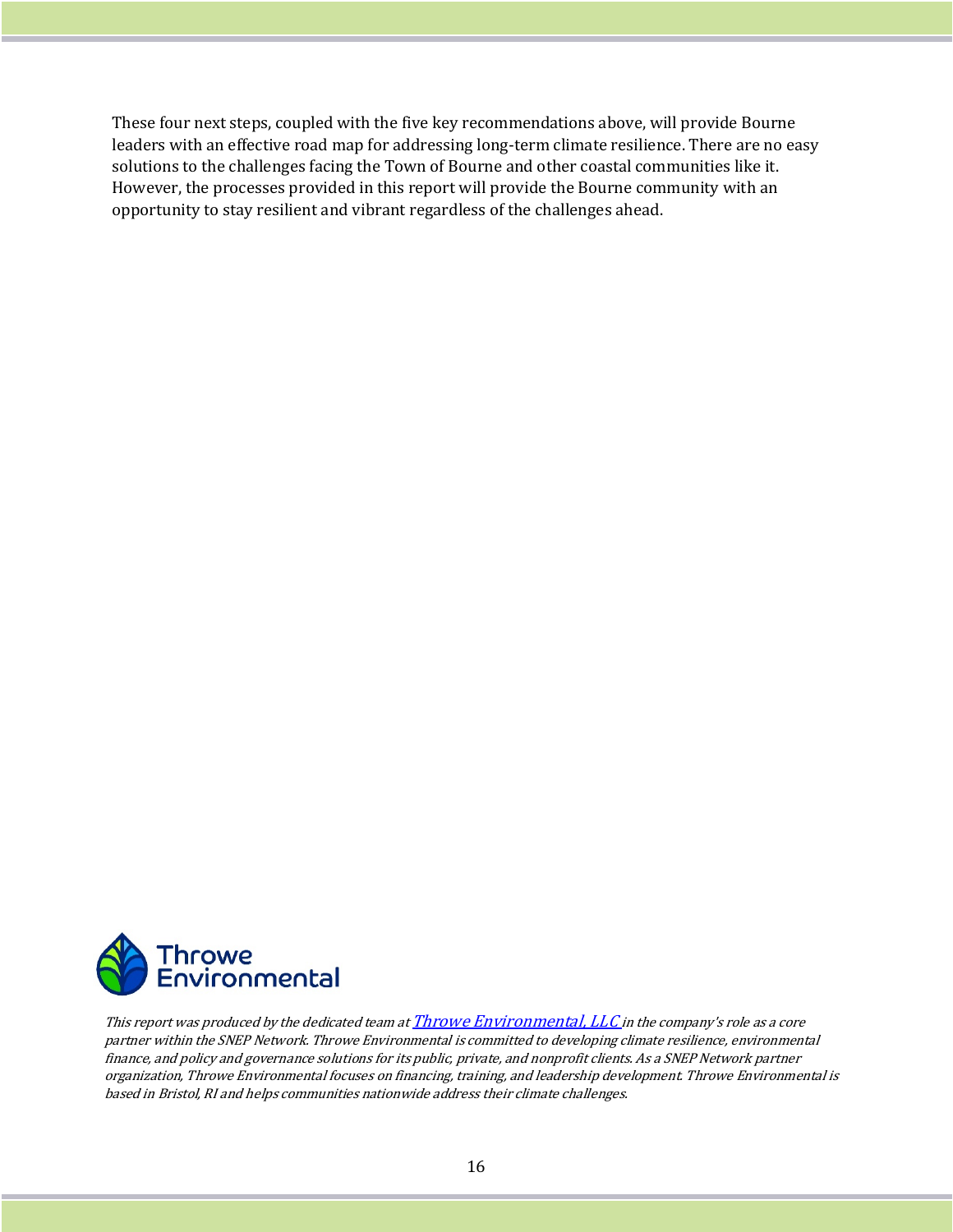These four next steps, coupled with the five key recommendations above, will provide Bourne leaders with an effective road map for addressing long-term climate resilience. There are no easy solutions to the challenges facing the Town of Bourne and other coastal communities like it. However, the processes provided in this report will provide the Bourne community with an opportunity to stay resilient and vibrant regardless of the challenges ahead.

Throwe Environmental

*This report was produced by the dedicated team at [Throwe Environmental, LLC](#) in the company's role as a core partner within the SNEP Network. Throwe Environmental is committed to developing climate resilience, environmental finance, and policy and governance solutions for its public, private, and nonprofit clients. As a SNEP Network partner organization, Throwe Environmental focuses on financing, training, and leadership development. Throwe Environmental is based in Bristol, RI and helps communities nationwide address their climate challenges.*